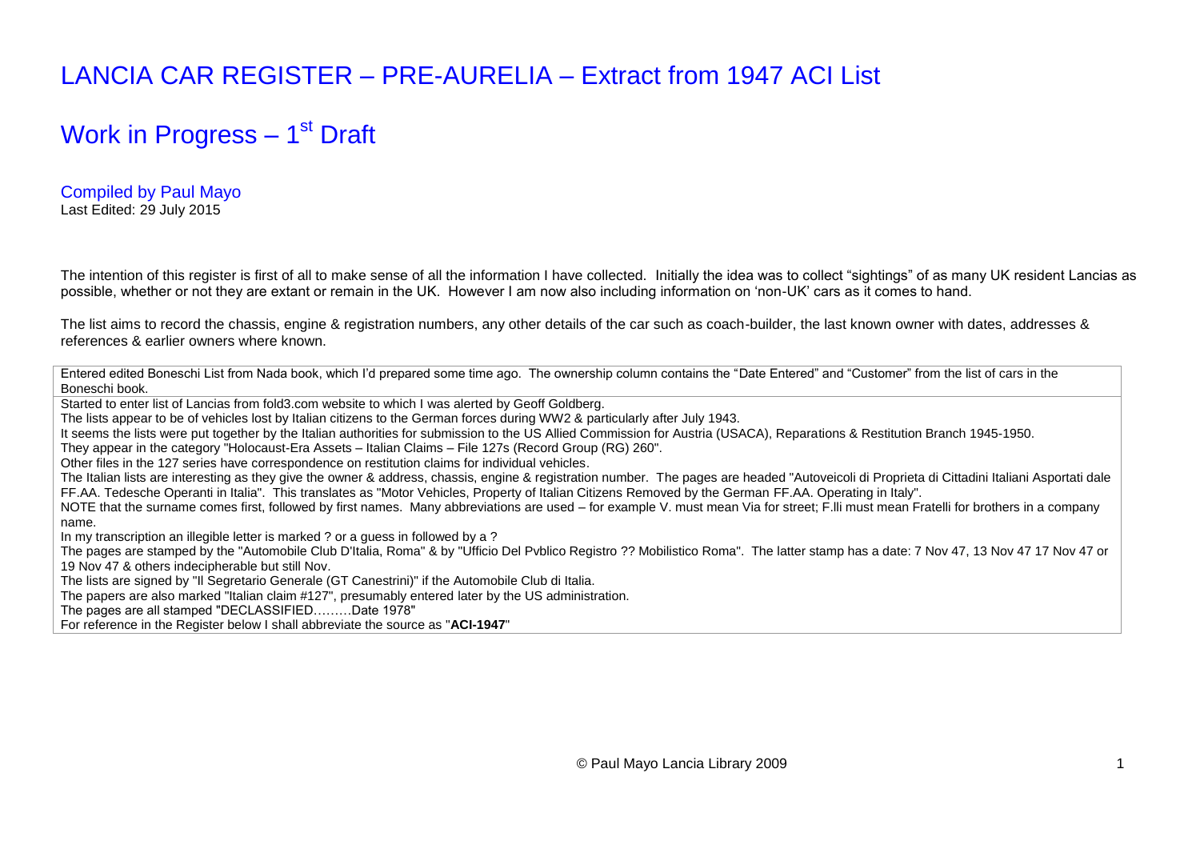# LANCIA CAR REGISTER – PRE-AURELIA – Extract from 1947 ACI List

## Work in Progress – 1st Draft

Compiled by Paul Mayo
Last Edited: 29 July 2015

The intention of this register is first of all to make sense of all the information I have collected. Initially the idea was to collect "sightings" of as many UK resident Lancias as possible, whether or not they are extant or remain in the UK. However I am now also including information on 'non-UK' cars as it comes to hand.

The list aims to record the chassis, engine & registration numbers, any other details of the car such as coach-builder, the last known owner with dates, addresses & references & earlier owners where known.

| |
|---|
| Entered edited Boneschi List from Nada book, which I'd prepared some time ago. The ownership column contains the "Date Entered" and "Customer" from the list of cars in the Boneschi book. |
| Started to enter list of Lancias from fold3.com website to which I was alerted by Geoff Goldberg.<br>The lists appear to be of vehicles lost by Italian citizens to the German forces during WW2 & particularly after July 1943.<br>It seems the lists were put together by the Italian authorities for submission to the US Allied Commission for Austria (USACA), Reparations & Restitution Branch 1945-1950.<br>They appear in the category "Holocaust-Era Assets – Italian Claims – File 127s (Record Group (RG) 260".<br>Other files in the 127 series have correspondence on restitution claims for individual vehicles.<br>The Italian lists are interesting as they give the owner & address, chassis, engine & registration number. The pages are headed "Autoveicoli di Proprieta di Cittadini Italiani Asportati dale FF.AA. Tedesche Operanti in Italia". This translates as "Motor Vehicles, Property of Italian Citizens Removed by the German FF.AA. Operating in Italy".<br>NOTE that the surname comes first, followed by first names. Many abbreviations are used – for example V. must mean Via for street; F.lli must mean Fratelli for brothers in a company name.<br>In my transcription an illegible letter is marked ? or a guess in followed by a ?<br>The pages are stamped by the "Automobile Club D'Italia, Roma" & by "Ufficio Del Pvblico Registro ?? Mobilistico Roma". The latter stamp has a date: 7 Nov 47, 13 Nov 47 17 Nov 47 or 19 Nov 47 & others indecipherable but still Nov.<br>The lists are signed by "Il Segretario Generale (GT Canestrini)" if the Automobile Club di Italia.<br>The papers are also marked "Italian claim #127", presumably entered later by the US administration.<br>The pages are all stamped "DECLASSIFIED………Date 1978"<br>For reference in the Register below I shall abbreviate the source as "**ACI-1947**" |

© Paul Mayo Lancia Library 2009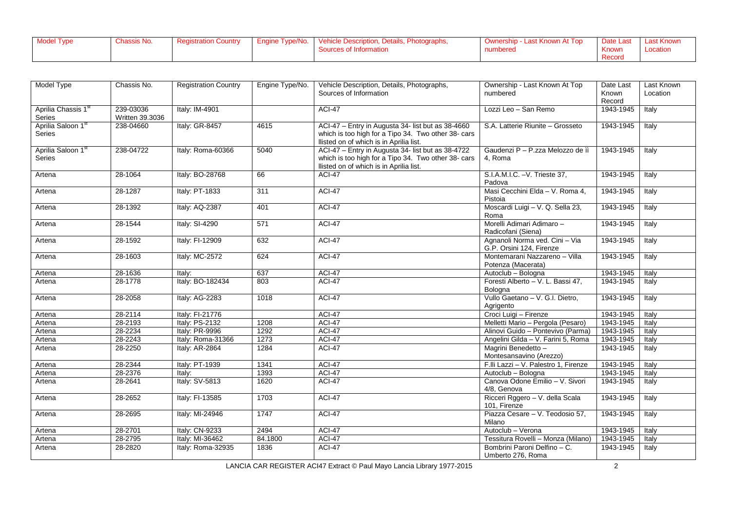| Model Type | Chassis No. | Registration Country | Engine Type/No. | Vehicle Description, Details, Photographs, Sources of Information | Ownership - Last Known At Top numbered | Date Last Known Record | Last Known Location |
|---|---|---|---|---|---|---|---|
| Aprilia Chassis 1st Series | 239-03036 Written 39.3036 | Italy: IM-4901 | | ACI-47 | Lozzi Leo – San Remo | 1943-1945 | Italy |
| Aprilia Saloon 1st Series | 238-04660 | Italy: GR-8457 | 4615 | ACI-47 – Entry in Augusta 34- list but as 38-4660 which is too high for a Tipo 34. Two other 38- cars llisted on of which is in Aprilia list. | S.A. Latterie Riunite – Grosseto | 1943-1945 | Italy |
| Aprilia Saloon 1st Series | 238-04722 | Italy: Roma-60366 | 5040 | ACI-47 – Entry in Augusta 34- list but as 38-4722 which is too high for a Tipo 34. Two other 38- cars llisted on of which is in Aprilia list. | Gaudenzi P – P.zza Melozzo de ìì 4, Roma | 1943-1945 | Italy |
| Artena | 28-1064 | Italy: BO-28768 | 66 | ACI-47 | S.I.A.M.I.C. –V. Trieste 37, Padova | 1943-1945 | Italy |
| Artena | 28-1287 | Italy: PT-1833 | 311 | ACI-47 | Masi Cecchini Elda – V. Roma 4, Pistoia | 1943-1945 | Italy |
| Artena | 28-1392 | Italy: AQ-2387 | 401 | ACI-47 | Moscardi Luigi – V. Q. Sella 23, Roma | 1943-1945 | Italy |
| Artena | 28-1544 | Italy: SI-4290 | 571 | ACI-47 | Morelli Adimari Adimaro – Radicofani (Siena) | 1943-1945 | Italy |
| Artena | 28-1592 | Italy: FI-12909 | 632 | ACI-47 | Agnanoli Norma ved. Cini – Via G.P. Orsini 124, Firenze | 1943-1945 | Italy |
| Artena | 28-1603 | Italy: MC-2572 | 624 | ACI-47 | Montemarani Nazzareno – Villa Potenza (Macerata) | 1943-1945 | Italy |
| Artena | 28-1636 | Italy: | 637 | ACI-47 | Autoclub – Bologna | 1943-1945 | Italy |
| Artena | 28-1778 | Italy: BO-182434 | 803 | ACI-47 | Foresti Alberto – V. L. Bassi 47, Bologna | 1943-1945 | Italy |
| Artena | 28-2058 | Italy: AG-2283 | 1018 | ACI-47 | Vullo Gaetano – V. G.I. Dietro, Agrigento | 1943-1945 | Italy |
| Artena | 28-2114 | Italy: FI-21776 | | ACI-47 | Croci Luigi – Firenze | 1943-1945 | Italy |
| Artena | 28-2193 | Italy: PS-2132 | 1208 | ACI-47 | Melletti Mario – Pergola (Pesaro) | 1943-1945 | Italy |
| Artena | 28-2234 | Italy: PR-9996 | 1292 | ACI-47 | Alinovi Guido – Pontevivo (Parma) | 1943-1945 | Italy |
| Artena | 28-2243 | Italy: Roma-31366 | 1273 | ACI-47 | Angelini Gilda – V. Farini 5, Roma | 1943-1945 | Italy |
| Artena | 28-2250 | Italy: AR-2864 | 1284 | ACI-47 | Magrini Benedetto – Montesansavino (Arezzo) | 1943-1945 | Italy |
| Artena | 28-2344 | Italy: PT-1939 | 1341 | ACI-47 | F.lli Lazzi – V. Palestro 1, Firenze | 1943-1945 | Italy |
| Artena | 28-2376 | Italy: | 1393 | ACI-47 | Autoclub – Bologna | 1943-1945 | Italy |
| Artena | 28-2641 | Italy: SV-5813 | 1620 | ACI-47 | Canova Odone Emilio – V. Sivori 4/8, Genova | 1943-1945 | Italy |
| Artena | 28-2652 | Italy: FI-13585 | 1703 | ACI-47 | Ricceri Rggero – V. della Scala 101, Firenze | 1943-1945 | Italy |
| Artena | 28-2695 | Italy: MI-24946 | 1747 | ACI-47 | Piazza Cesare – V. Teodosio 57, Milano | 1943-1945 | Italy |
| Artena | 28-2701 | Italy: CN-9233 | 2494 | ACI-47 | Autoclub – Verona | 1943-1945 | Italy |
| Artena | 28-2795 | Italy: MI-36462 | 84.1800 | ACI-47 | Tessitura Rovelli – Monza (Milano) | 1943-1945 | Italy |
| Artena | 28-2820 | Italy: Roma-32935 | 1836 | ACI-47 | Bombrini Paroni Delfino – C. Umberto 276, Roma | 1943-1945 | Italy |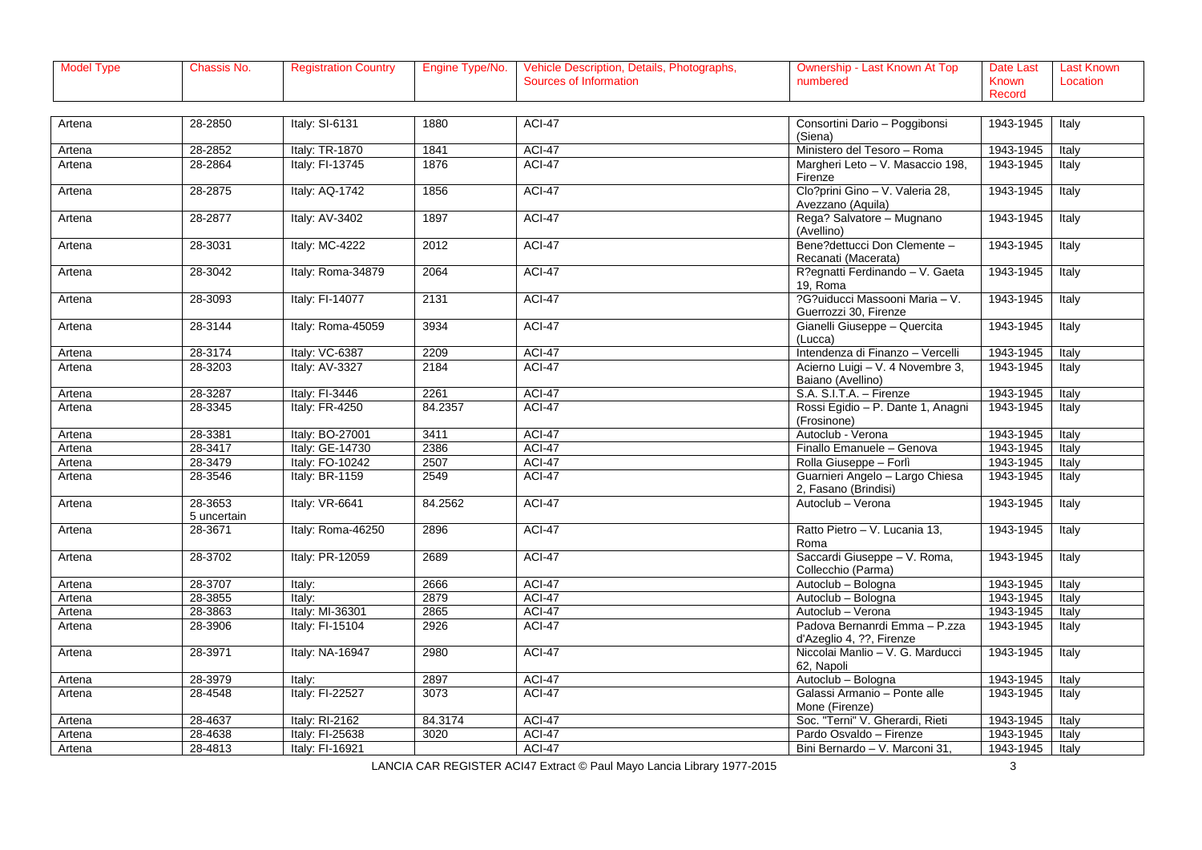| Model Type | Chassis No. | Registration Country | Engine Type/No. | Vehicle Description, Details, Photographs, Sources of Information | Ownership - Last Known At Top numbered | Date Last Known Record | Last Known Location |
|---|---|---|---|---|---|---|---|
| Artena | 28-2850 | Italy: SI-6131 | 1880 | ACI-47 | Consortini Dario – Poggibonsi (Siena) | 1943-1945 | Italy |
| Artena | 28-2852 | Italy: TR-1870 | 1841 | ACI-47 | Ministero del Tesoro – Roma | 1943-1945 | Italy |
| Artena | 28-2864 | Italy: FI-13745 | 1876 | ACI-47 | Margheri Leto – V. Masaccio 198, Firenze | 1943-1945 | Italy |
| Artena | 28-2875 | Italy: AQ-1742 | 1856 | ACI-47 | Clo?prini Gino – V. Valeria 28, Avezzano (Aquila) | 1943-1945 | Italy |
| Artena | 28-2877 | Italy: AV-3402 | 1897 | ACI-47 | Rega? Salvatore – Mugnano (Avellino) | 1943-1945 | Italy |
| Artena | 28-3031 | Italy: MC-4222 | 2012 | ACI-47 | Bene?dettucci Don Clemente – Recanati (Macerata) | 1943-1945 | Italy |
| Artena | 28-3042 | Italy: Roma-34879 | 2064 | ACI-47 | R?egnatti Ferdinando – V. Gaeta 19, Roma | 1943-1945 | Italy |
| Artena | 28-3093 | Italy: FI-14077 | 2131 | ACI-47 | ?G?uiducci Massooni Maria – V. Guerrozzi 30, Firenze | 1943-1945 | Italy |
| Artena | 28-3144 | Italy: Roma-45059 | 3934 | ACI-47 | Gianelli Giuseppe – Quercita (Lucca) | 1943-1945 | Italy |
| Artena | 28-3174 | Italy: VC-6387 | 2209 | ACI-47 | Intendenza di Finanzo – Vercelli | 1943-1945 | Italy |
| Artena | 28-3203 | Italy: AV-3327 | 2184 | ACI-47 | Acierno Luigi – V. 4 Novembre 3, Baiano (Avellino) | 1943-1945 | Italy |
| Artena | 28-3287 | Italy: FI-3446 | 2261 | ACI-47 | S.A. S.I.T.A. – Firenze | 1943-1945 | Italy |
| Artena | 28-3345 | Italy: FR-4250 | 84.2357 | ACI-47 | Rossi Egidio – P. Dante 1, Anagni (Frosinone) | 1943-1945 | Italy |
| Artena | 28-3381 | Italy: BO-27001 | 3411 | ACI-47 | Autoclub - Verona | 1943-1945 | Italy |
| Artena | 28-3417 | Italy: GE-14730 | 2386 | ACI-47 | Finallo Emanuele – Genova | 1943-1945 | Italy |
| Artena | 28-3479 | Italy: FO-10242 | 2507 | ACI-47 | Rolla Giuseppe – Forlì | 1943-1945 | Italy |
| Artena | 28-3546 | Italy: BR-1159 | 2549 | ACI-47 | Guarnieri Angelo – Largo Chiesa 2, Fasano (Brindisi) | 1943-1945 | Italy |
| Artena | 28-3653 5 uncertain | Italy: VR-6641 | 84.2562 | ACI-47 | Autoclub – Verona | 1943-1945 | Italy |
| Artena | 28-3671 | Italy: Roma-46250 | 2896 | ACI-47 | Ratto Pietro – V. Lucania 13, Roma | 1943-1945 | Italy |
| Artena | 28-3702 | Italy: PR-12059 | 2689 | ACI-47 | Saccardi Giuseppe – V. Roma, Collecchio (Parma) | 1943-1945 | Italy |
| Artena | 28-3707 | Italy: | 2666 | ACI-47 | Autoclub – Bologna | 1943-1945 | Italy |
| Artena | 28-3855 | Italy: | 2879 | ACI-47 | Autoclub – Bologna | 1943-1945 | Italy |
| Artena | 28-3863 | Italy: MI-36301 | 2865 | ACI-47 | Autoclub – Verona | 1943-1945 | Italy |
| Artena | 28-3906 | Italy: FI-15104 | 2926 | ACI-47 | Padova Bernanrdi Emma – P.zza d'Azeglio 4, ??, Firenze | 1943-1945 | Italy |
| Artena | 28-3971 | Italy: NA-16947 | 2980 | ACI-47 | Niccolai Manlio – V. G. Marducci 62, Napoli | 1943-1945 | Italy |
| Artena | 28-3979 | Italy: | 2897 | ACI-47 | Autoclub – Bologna | 1943-1945 | Italy |
| Artena | 28-4548 | Italy: FI-22527 | 3073 | ACI-47 | Galassi Armanio – Ponte alle Mone (Firenze) | 1943-1945 | Italy |
| Artena | 28-4637 | Italy: RI-2162 | 84.3174 | ACI-47 | Soc. "Terni" V. Gherardi, Rieti | 1943-1945 | Italy |
| Artena | 28-4638 | Italy: FI-25638 | 3020 | ACI-47 | Pardo Osvaldo – Firenze | 1943-1945 | Italy |
| Artena | 28-4813 | Italy: FI-16921 | | ACI-47 | Bini Bernardo – V. Marconi 31, | 1943-1945 | Italy |

LANCIA CAR REGISTER ACI47 Extract © Paul Mayo Lancia Library 1977-2015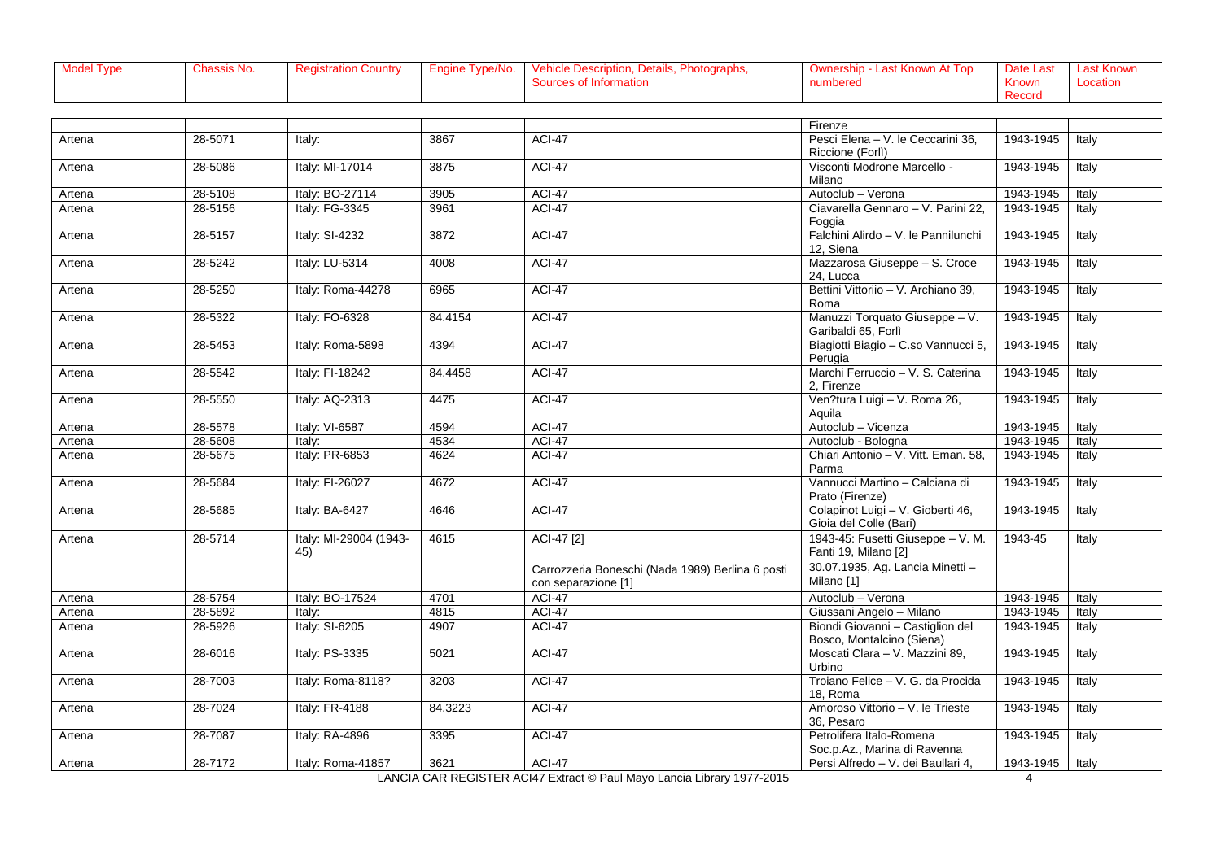| Model Type | Chassis No. | Registration Country | Engine Type/No. | Vehicle Description, Details, Photographs, Sources of Information | Ownership - Last Known At Top numbered | Date Last Known Record | Last Known Location |
|---|---|---|---|---|---|---|---|
| | | | | | Firenze | | |
| Artena | 28-5071 | Italy: | 3867 | ACI-47 | Pesci Elena – V. le Ceccarini 36, Riccione (Forlì) | 1943-1945 | Italy |
| Artena | 28-5086 | Italy: MI-17014 | 3875 | ACI-47 | Visconti Modrone Marcello - Milano | 1943-1945 | Italy |
| Artena | 28-5108 | Italy: BO-27114 | 3905 | ACI-47 | Autoclub – Verona | 1943-1945 | Italy |
| Artena | 28-5156 | Italy: FG-3345 | 3961 | ACI-47 | Ciavarella Gennaro – V. Parini 22, Foggia | 1943-1945 | Italy |
| Artena | 28-5157 | Italy: SI-4232 | 3872 | ACI-47 | Falchini Alirdo – V. le Pannilunchi 12, Siena | 1943-1945 | Italy |
| Artena | 28-5242 | Italy: LU-5314 | 4008 | ACI-47 | Mazzarosa Giuseppe – S. Croce 24, Lucca | 1943-1945 | Italy |
| Artena | 28-5250 | Italy: Roma-44278 | 6965 | ACI-47 | Bettini Vittoriio – V. Archiano 39, Roma | 1943-1945 | Italy |
| Artena | 28-5322 | Italy: FO-6328 | 84.4154 | ACI-47 | Manuzzi Torquato Giuseppe – V. Garibaldi 65, Forlì | 1943-1945 | Italy |
| Artena | 28-5453 | Italy: Roma-5898 | 4394 | ACI-47 | Biagiotti Biagio – C.so Vannucci 5, Perugia | 1943-1945 | Italy |
| Artena | 28-5542 | Italy: FI-18242 | 84.4458 | ACI-47 | Marchi Ferruccio – V. S. Caterina 2, Firenze | 1943-1945 | Italy |
| Artena | 28-5550 | Italy: AQ-2313 | 4475 | ACI-47 | Ven?tura Luigi – V. Roma 26, Aquila | 1943-1945 | Italy |
| Artena | 28-5578 | Italy: VI-6587 | 4594 | ACI-47 | Autoclub – Vicenza | 1943-1945 | Italy |
| Artena | 28-5608 | Italy: | 4534 | ACI-47 | Autoclub - Bologna | 1943-1945 | Italy |
| Artena | 28-5675 | Italy: PR-6853 | 4624 | ACI-47 | Chiari Antonio – V. Vitt. Eman. 58, Parma | 1943-1945 | Italy |
| Artena | 28-5684 | Italy: FI-26027 | 4672 | ACI-47 | Vannucci Martino – Calciana di Prato (Firenze) | 1943-1945 | Italy |
| Artena | 28-5685 | Italy: BA-6427 | 4646 | ACI-47 | Colapinot Luigi – V. Gioberti 46, Gioia del Colle (Bari) | 1943-1945 | Italy |
| Artena | 28-5714 | Italy: MI-29004 (1943-45) | 4615 | ACI-47 [2]<br><br>Carrozzeria Boneschi (Nada 1989) Berlina 6 posti con separazione [1] | 1943-45: Fusetti Giuseppe – V. M. Fanti 19, Milano [2]<br><br>30.07.1935, Ag. Lancia Minetti – Milano [1] | 1943-45 | Italy |
| Artena | 28-5754 | Italy: BO-17524 | 4701 | ACI-47 | Autoclub – Verona | 1943-1945 | Italy |
| Artena | 28-5892 | Italy: | 4815 | ACI-47 | Giussani Angelo – Milano | 1943-1945 | Italy |
| Artena | 28-5926 | Italy: SI-6205 | 4907 | ACI-47 | Biondi Giovanni – Castiglion del Bosco, Montalcino (Siena) | 1943-1945 | Italy |
| Artena | 28-6016 | Italy: PS-3335 | 5021 | ACI-47 | Moscati Clara – V. Mazzini 89, Urbino | 1943-1945 | Italy |
| Artena | 28-7003 | Italy: Roma-8118? | 3203 | ACI-47 | Troiano Felice – V. G. da Procida 18, Roma | 1943-1945 | Italy |
| Artena | 28-7024 | Italy: FR-4188 | 84.3223 | ACI-47 | Amoroso Vittorio – V. le Trieste 36, Pesaro | 1943-1945 | Italy |
| Artena | 28-7087 | Italy: RA-4896 | 3395 | ACI-47 | Petrolifera Italo-Romena Soc.p.Az., Marina di Ravenna | 1943-1945 | Italy |
| Artena | 28-7172 | Italy: Roma-41857 | 3621 | ACI-47 | Persi Alfredo – V. dei Baullari 4, | 1943-1945 | Italy |

LANCIA CAR REGISTER ACI47 Extract © Paul Mayo Lancia Library 1977-2015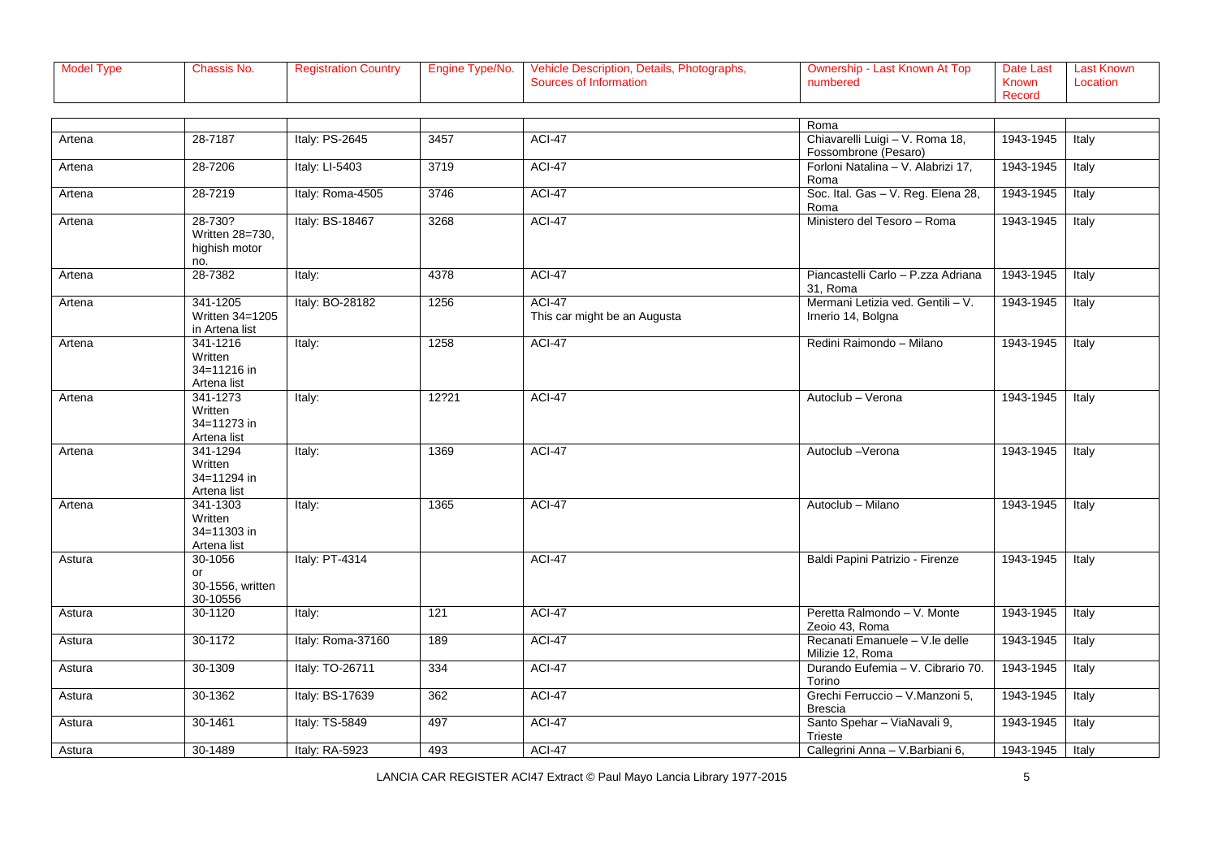| Model Type | Chassis No. | Registration Country | Engine Type/No. | Vehicle Description, Details, Photographs, Sources of Information | Ownership - Last Known At Top numbered | Date Last Known Record | Last Known Location |
|---|---|---|---|---|---|---|---|
| | | | | | Roma | | |
| Artena | 28-7187 | Italy: PS-2645 | 3457 | ACI-47 | Chiavarelli Luigi – V. Roma 18, Fossombrone (Pesaro) | 1943-1945 | Italy |
| Artena | 28-7206 | Italy: LI-5403 | 3719 | ACI-47 | Forloni Natalina – V. Alabrizi 17, Roma | 1943-1945 | Italy |
| Artena | 28-7219 | Italy: Roma-4505 | 3746 | ACI-47 | Soc. Ital. Gas – V. Reg. Elena 28, Roma | 1943-1945 | Italy |
| Artena | 28-730? Written 28=730, highish motor no. | Italy: BS-18467 | 3268 | ACI-47 | Ministero del Tesoro – Roma | 1943-1945 | Italy |
| Artena | 28-7382 | Italy: | 4378 | ACI-47 | Piancastelli Carlo – P.zza Adriana 31, Roma | 1943-1945 | Italy |
| Artena | 341-1205 Written 34=1205 in Artena list | Italy: BO-28182 | 1256 | ACI-47 This car might be an Augusta | Mermani Letizia ved. Gentili – V. Irnerio 14, Bolgna | 1943-1945 | Italy |
| Artena | 341-1216 Written 34=11216 in Artena list | Italy: | 1258 | ACI-47 | Redini Raimondo – Milano | 1943-1945 | Italy |
| Artena | 341-1273 Written 34=11273 in Artena list | Italy: | 12?21 | ACI-47 | Autoclub – Verona | 1943-1945 | Italy |
| Artena | 341-1294 Written 34=11294 in Artena list | Italy: | 1369 | ACI-47 | Autoclub –Verona | 1943-1945 | Italy |
| Artena | 341-1303 Written 34=11303 in Artena list | Italy: | 1365 | ACI-47 | Autoclub – Milano | 1943-1945 | Italy |
| Astura | 30-1056 or 30-1556, written 30-10556 | Italy: PT-4314 | | ACI-47 | Baldi Papini Patrizio - Firenze | 1943-1945 | Italy |
| Astura | 30-1120 | Italy: | 121 | ACI-47 | Peretta Ralmondo – V. Monte Zeoio 43, Roma | 1943-1945 | Italy |
| Astura | 30-1172 | Italy: Roma-37160 | 189 | ACI-47 | Recanati Emanuele – V.le delle Milizie 12, Roma | 1943-1945 | Italy |
| Astura | 30-1309 | Italy: TO-26711 | 334 | ACI-47 | Durando Eufemia – V. Cibrario 70. Torino | 1943-1945 | Italy |
| Astura | 30-1362 | Italy: BS-17639 | 362 | ACI-47 | Grechi Ferruccio – V.Manzoni 5, Brescia | 1943-1945 | Italy |
| Astura | 30-1461 | Italy: TS-5849 | 497 | ACI-47 | Santo Spehar – ViaNavali 9, Trieste | 1943-1945 | Italy |
| Astura | 30-1489 | Italy: RA-5923 | 493 | ACI-47 | Callegrini Anna – V.Barbiani 6, | 1943-1945 | Italy |

LANCIA CAR REGISTER ACI47 Extract © Paul Mayo Lancia Library 1977-2015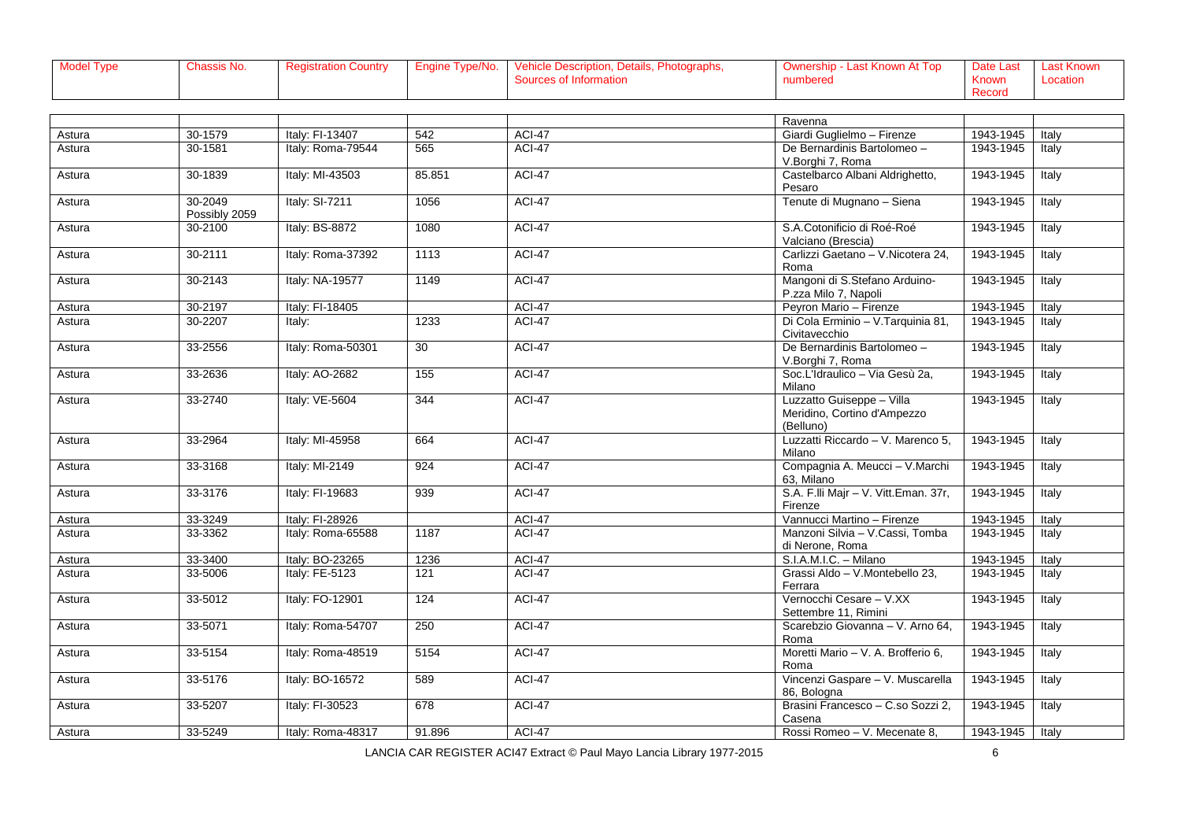| Model Type | Chassis No. | Registration Country | Engine Type/No. | Vehicle Description, Details, Photographs, Sources of Information | Ownership - Last Known At Top numbered | Date Last Known Record | Last Known Location |
|---|---|---|---|---|---|---|---|
| | | | | | Ravenna | | |
| Astura | 30-1579 | Italy: FI-13407 | 542 | ACI-47 | Giardi Guglielmo – Firenze | 1943-1945 | Italy |
| Astura | 30-1581 | Italy: Roma-79544 | 565 | ACI-47 | De Bernardinis Bartolomeo – V.Borghi 7, Roma | 1943-1945 | Italy |
| Astura | 30-1839 | Italy: MI-43503 | 85.851 | ACI-47 | Castelbarco Albani Aldrighetto, Pesaro | 1943-1945 | Italy |
| Astura | 30-2049 Possibly 2059 | Italy: SI-7211 | 1056 | ACI-47 | Tenute di Mugnano – Siena | 1943-1945 | Italy |
| Astura | 30-2100 | Italy: BS-8872 | 1080 | ACI-47 | S.A.Cotonificio di Roé-Roé Valciano (Brescia) | 1943-1945 | Italy |
| Astura | 30-2111 | Italy: Roma-37392 | 1113 | ACI-47 | Carlizzi Gaetano – V.Nicotera 24, Roma | 1943-1945 | Italy |
| Astura | 30-2143 | Italy: NA-19577 | 1149 | ACI-47 | Mangoni di S.Stefano Arduino-P.zza Milo 7, Napoli | 1943-1945 | Italy |
| Astura | 30-2197 | Italy: FI-18405 | | ACI-47 | Peyron Mario – Firenze | 1943-1945 | Italy |
| Astura | 30-2207 | Italy: | 1233 | ACI-47 | Di Cola Erminio – V.Tarquinia 81, Civitavecchio | 1943-1945 | Italy |
| Astura | 33-2556 | Italy: Roma-50301 | 30 | ACI-47 | De Bernardinis Bartolomeo – V.Borghi 7, Roma | 1943-1945 | Italy |
| Astura | 33-2636 | Italy: AO-2682 | 155 | ACI-47 | Soc.L'Idraulico – Via Gesù 2a, Milano | 1943-1945 | Italy |
| Astura | 33-2740 | Italy: VE-5604 | 344 | ACI-47 | Luzzatto Guiseppe – Villa Meridino, Cortino d'Ampezzo (Belluno) | 1943-1945 | Italy |
| Astura | 33-2964 | Italy: MI-45958 | 664 | ACI-47 | Luzzatti Riccardo – V. Marenco 5, Milano | 1943-1945 | Italy |
| Astura | 33-3168 | Italy: MI-2149 | 924 | ACI-47 | Compagnia A. Meucci – V.Marchi 63, Milano | 1943-1945 | Italy |
| Astura | 33-3176 | Italy: FI-19683 | 939 | ACI-47 | S.A. F.lli Majr – V. Vitt.Eman. 37r, Firenze | 1943-1945 | Italy |
| Astura | 33-3249 | Italy: FI-28926 | | ACI-47 | Vannucci Martino – Firenze | 1943-1945 | Italy |
| Astura | 33-3362 | Italy: Roma-65588 | 1187 | ACI-47 | Manzoni Silvia – V.Cassi, Tomba di Nerone, Roma | 1943-1945 | Italy |
| Astura | 33-3400 | Italy: BO-23265 | 1236 | ACI-47 | S.I.A.M.I.C. – Milano | 1943-1945 | Italy |
| Astura | 33-5006 | Italy: FE-5123 | 121 | ACI-47 | Grassi Aldo – V.Montebello 23, Ferrara | 1943-1945 | Italy |
| Astura | 33-5012 | Italy: FO-12901 | 124 | ACI-47 | Vernocchi Cesare – V.XX Settembre 11, Rimini | 1943-1945 | Italy |
| Astura | 33-5071 | Italy: Roma-54707 | 250 | ACI-47 | Scarebzio Giovanna – V. Arno 64, Roma | 1943-1945 | Italy |
| Astura | 33-5154 | Italy: Roma-48519 | 5154 | ACI-47 | Moretti Mario – V. A. Brofferio 6, Roma | 1943-1945 | Italy |
| Astura | 33-5176 | Italy: BO-16572 | 589 | ACI-47 | Vincenzi Gaspare – V. Muscarella 86, Bologna | 1943-1945 | Italy |
| Astura | 33-5207 | Italy: FI-30523 | 678 | ACI-47 | Brasini Francesco – C.so Sozzi 2, Casena | 1943-1945 | Italy |
| Astura | 33-5249 | Italy: Roma-48317 | 91.896 | ACI-47 | Rossi Romeo – V. Mecenate 8, | 1943-1945 | Italy |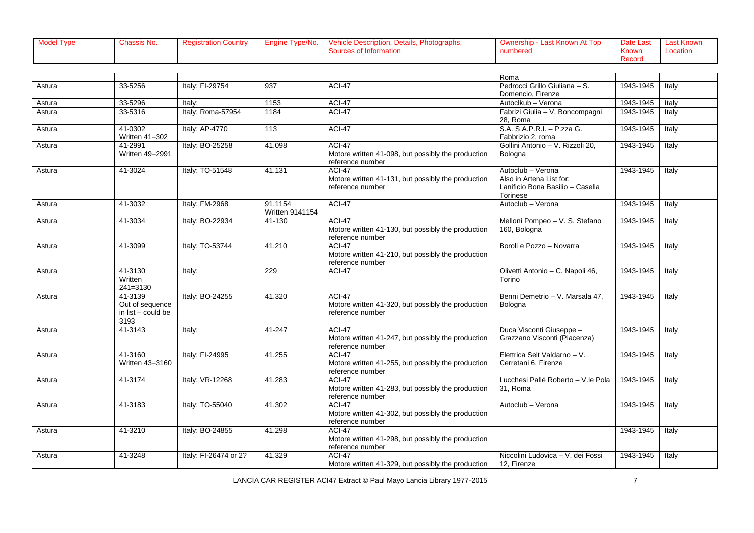| Model Type | Chassis No. | Registration Country | Engine Type/No. | Vehicle Description, Details, Photographs, Sources of Information | Ownership - Last Known At Top numbered | Date Last Known Record | Last Known Location |
|---|---|---|---|---|---|---|---|
| | | | | | Roma | | |
| Astura | 33-5256 | Italy: FI-29754 | 937 | ACI-47 | Pedrocci Grillo Giuliana – S. Domencio, Firenze | 1943-1945 | Italy |
| Astura | 33-5296 | Italy: | 1153 | ACI-47 | Autoclkub – Verona | 1943-1945 | Italy |
| Astura | 33-5316 | Italy: Roma-57954 | 1184 | ACI-47 | Fabrizi Giulia – V. Boncompagni 28, Roma | 1943-1945 | Italy |
| Astura | 41-0302 Written 41=302 | Italy: AP-4770 | 113 | ACI-47 | S.A. S.A.P.R.I. – P.zza G. Fabbrizio 2, roma | 1943-1945 | Italy |
| Astura | 41-2991 Written 49=2991 | Italy: BO-25258 | 41.098 | ACI-47 Motore written 41-098, but possibly the production reference number | Gollini Antonio – V. Rizzoli 20, Bologna | 1943-1945 | Italy |
| Astura | 41-3024 | Italy: TO-51548 | 41.131 | ACI-47 Motore written 41-131, but possibly the production reference number | Autoclub – Verona Also in Artena List for: Lanificio Bona Basilio – Casella Torinese | 1943-1945 | Italy |
| Astura | 41-3032 | Italy: FM-2968 | 91.1154 Written 9141154 | ACI-47 | Autoclub – Verona | 1943-1945 | Italy |
| Astura | 41-3034 | Italy: BO-22934 | 41-130 | ACI-47 Motore written 41-130, but possibly the production reference number | Melloni Pompeo – V. S. Stefano 160, Bologna | 1943-1945 | Italy |
| Astura | 41-3099 | Italy: TO-53744 | 41.210 | ACI-47 Motore written 41-210, but possibly the production reference number | Boroli e Pozzo – Novarra | 1943-1945 | Italy |
| Astura | 41-3130 Written 241=3130 | Italy: | 229 | ACI-47 | Olivetti Antonio – C. Napoli 46, Torino | 1943-1945 | Italy |
| Astura | 41-3139 Out of sequence in list – could be 3193 | Italy: BO-24255 | 41.320 | ACI-47 Motore written 41-320, but possibly the production reference number | Benni Demetrio – V. Marsala 47, Bologna | 1943-1945 | Italy |
| Astura | 41-3143 | Italy: | 41-247 | ACI-47 Motore written 41-247, but possibly the production reference number | Duca Visconti Giuseppe – Grazzano Visconti (Piacenza) | 1943-1945 | Italy |
| Astura | 41-3160 Written 43=3160 | Italy: FI-24995 | 41.255 | ACI-47 Motore written 41-255, but possibly the production reference number | Elettrica Selt Valdarno – V. Cerretani 6, Firenze | 1943-1945 | Italy |
| Astura | 41-3174 | Italy: VR-12268 | 41.283 | ACI-47 Motore written 41-283, but possibly the production reference number | Lucchesi Pallé Roberto – V.le Pola 31, Roma | 1943-1945 | Italy |
| Astura | 41-3183 | Italy: TO-55040 | 41.302 | ACI-47 Motore written 41-302, but possibly the production reference number | Autoclub – Verona | 1943-1945 | Italy |
| Astura | 41-3210 | Italy: BO-24855 | 41.298 | ACI-47 Motore written 41-298, but possibly the production reference number | | 1943-1945 | Italy |
| Astura | 41-3248 | Italy: FI-26474 or 2? | 41.329 | ACI-47 Motore written 41-329, but possibly the production | Niccolini Ludovica – V. dei Fossi 12, Firenze | 1943-1945 | Italy |

LANCIA CAR REGISTER ACI47 Extract © Paul Mayo Lancia Library 1977-2015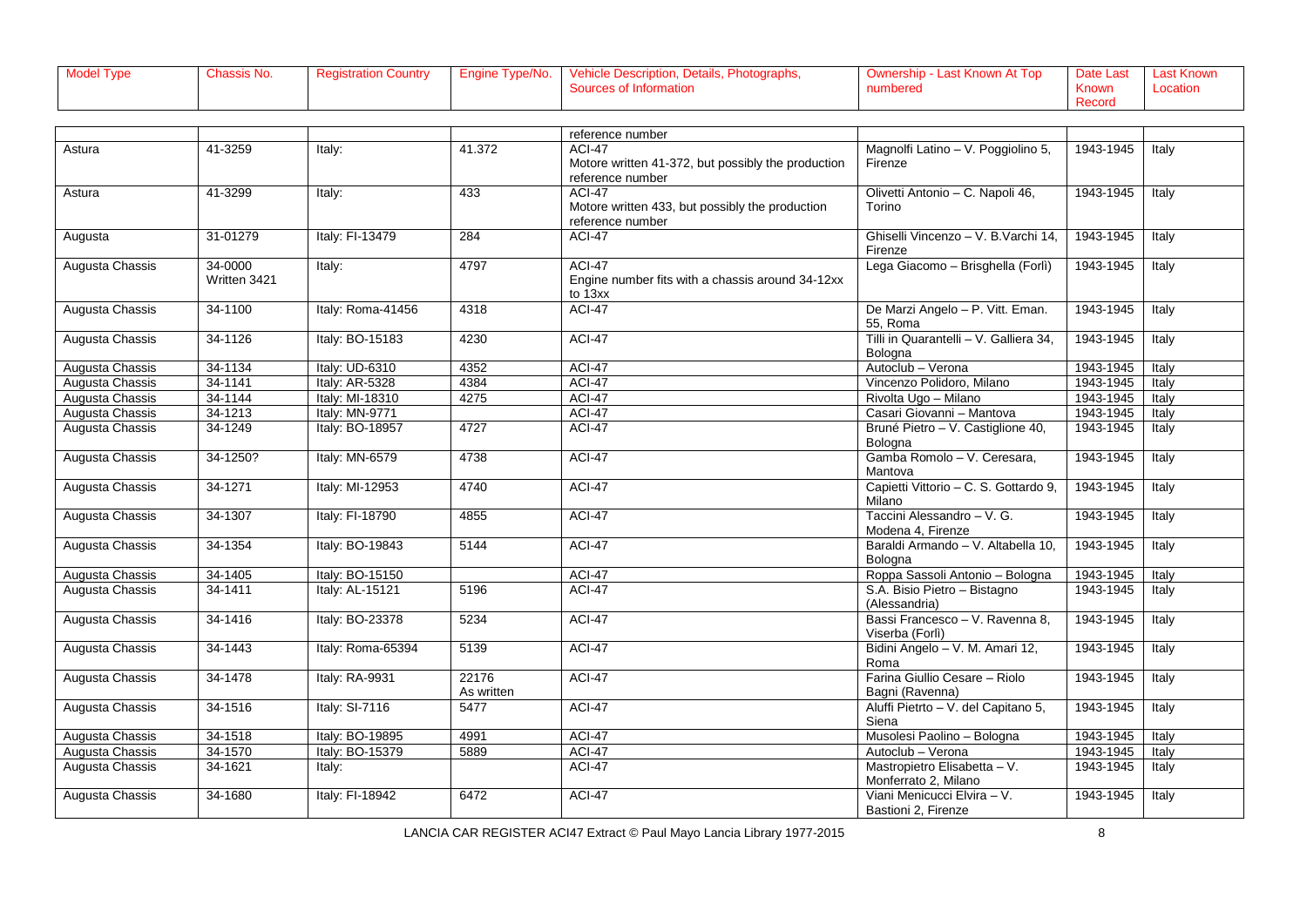| Model Type | Chassis No. | Registration Country | Engine Type/No. | Vehicle Description, Details, Photographs, Sources of Information | Ownership - Last Known At Top numbered | Date Last Known Record | Last Known Location |
|---|---|---|---|---|---|---|---|
| | | | | reference number | | | |
| Astura | 41-3259 | Italy: | 41.372 | ACI-47 Motore written 41-372, but possibly the production reference number | Magnolfi Latino – V. Poggiolino 5, Firenze | 1943-1945 | Italy |
| Astura | 41-3299 | Italy: | 433 | ACI-47 Motore written 433, but possibly the production reference number | Olivetti Antonio – C. Napoli 46, Torino | 1943-1945 | Italy |
| Augusta | 31-01279 | Italy: FI-13479 | 284 | ACI-47 | Ghiselli Vincenzo – V. B.Varchi 14, Firenze | 1943-1945 | Italy |
| Augusta Chassis | 34-0000 Written 3421 | Italy: | 4797 | ACI-47 Engine number fits with a chassis around 34-12xx to 13xx | Lega Giacomo – Brisghella (Forlì) | 1943-1945 | Italy |
| Augusta Chassis | 34-1100 | Italy: Roma-41456 | 4318 | ACI-47 | De Marzi Angelo – P. Vitt. Eman. 55, Roma | 1943-1945 | Italy |
| Augusta Chassis | 34-1126 | Italy: BO-15183 | 4230 | ACI-47 | Tilli in Quarantelli – V. Galliera 34, Bologna | 1943-1945 | Italy |
| Augusta Chassis | 34-1134 | Italy: UD-6310 | 4352 | ACI-47 | Autoclub – Verona | 1943-1945 | Italy |
| Augusta Chassis | 34-1141 | Italy: AR-5328 | 4384 | ACI-47 | Vincenzo Polidoro, Milano | 1943-1945 | Italy |
| Augusta Chassis | 34-1144 | Italy: MI-18310 | 4275 | ACI-47 | Rivolta Ugo – Milano | 1943-1945 | Italy |
| Augusta Chassis | 34-1213 | Italy: MN-9771 | | ACI-47 | Casari Giovanni – Mantova | 1943-1945 | Italy |
| Augusta Chassis | 34-1249 | Italy: BO-18957 | 4727 | ACI-47 | Bruné Pietro – V. Castiglione 40, Bologna | 1943-1945 | Italy |
| Augusta Chassis | 34-1250? | Italy: MN-6579 | 4738 | ACI-47 | Gamba Romolo – V. Ceresara, Mantova | 1943-1945 | Italy |
| Augusta Chassis | 34-1271 | Italy: MI-12953 | 4740 | ACI-47 | Capietti Vittorio – C. S. Gottardo 9, Milano | 1943-1945 | Italy |
| Augusta Chassis | 34-1307 | Italy: FI-18790 | 4855 | ACI-47 | Taccini Alessandro – V. G. Modena 4, Firenze | 1943-1945 | Italy |
| Augusta Chassis | 34-1354 | Italy: BO-19843 | 5144 | ACI-47 | Baraldi Armando – V. Altabella 10, Bologna | 1943-1945 | Italy |
| Augusta Chassis | 34-1405 | Italy: BO-15150 | | ACI-47 | Roppa Sassoli Antonio – Bologna | 1943-1945 | Italy |
| Augusta Chassis | 34-1411 | Italy: AL-15121 | 5196 | ACI-47 | S.A. Bisio Pietro – Bistagno (Alessandria) | 1943-1945 | Italy |
| Augusta Chassis | 34-1416 | Italy: BO-23378 | 5234 | ACI-47 | Bassi Francesco – V. Ravenna 8, Viserba (Forlì) | 1943-1945 | Italy |
| Augusta Chassis | 34-1443 | Italy: Roma-65394 | 5139 | ACI-47 | Bidini Angelo – V. M. Amari 12, Roma | 1943-1945 | Italy |
| Augusta Chassis | 34-1478 | Italy: RA-9931 | 22176 As written | ACI-47 | Farina Giullio Cesare – Riolo Bagni (Ravenna) | 1943-1945 | Italy |
| Augusta Chassis | 34-1516 | Italy: SI-7116 | 5477 | ACI-47 | Aluffi Pietrto – V. del Capitano 5, Siena | 1943-1945 | Italy |
| Augusta Chassis | 34-1518 | Italy: BO-19895 | 4991 | ACI-47 | Musolesi Paolino – Bologna | 1943-1945 | Italy |
| Augusta Chassis | 34-1570 | Italy: BO-15379 | 5889 | ACI-47 | Autoclub – Verona | 1943-1945 | Italy |
| Augusta Chassis | 34-1621 | Italy: | | ACI-47 | Mastropietro Elisabetta – V. Monferrato 2, Milano | 1943-1945 | Italy |
| Augusta Chassis | 34-1680 | Italy: FI-18942 | 6472 | ACI-47 | Viani Menicucci Elvira – V. Bastioni 2, Firenze | 1943-1945 | Italy |

LANCIA CAR REGISTER ACI47 Extract © Paul Mayo Lancia Library 1977-2015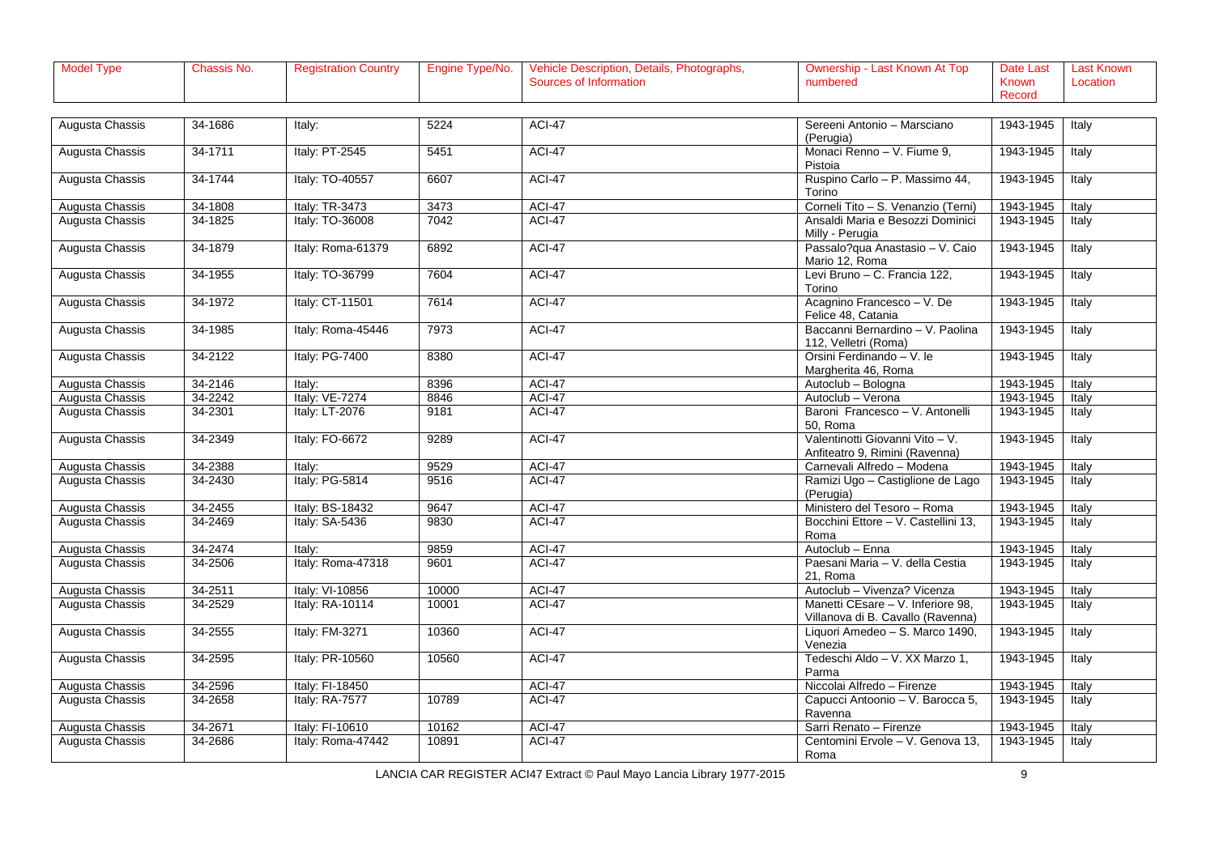| Model Type | Chassis No. | Registration Country | Engine Type/No. | Vehicle Description, Details, Photographs, Sources of Information | Ownership - Last Known At Top numbered | Date Last Known Record | Last Known Location |
|---|---|---|---|---|---|---|---|
| Augusta Chassis | 34-1686 | Italy: | 5224 | ACI-47 | Sereeni Antonio – Marsciano (Perugia) | 1943-1945 | Italy |
| Augusta Chassis | 34-1711 | Italy: PT-2545 | 5451 | ACI-47 | Monaci Renno – V. Fiume 9, Pistoia | 1943-1945 | Italy |
| Augusta Chassis | 34-1744 | Italy: TO-40557 | 6607 | ACI-47 | Ruspino Carlo – P. Massimo 44, Torino | 1943-1945 | Italy |
| Augusta Chassis | 34-1808 | Italy: TR-3473 | 3473 | ACI-47 | Corneli Tito – S. Venanzio (Terni) | 1943-1945 | Italy |
| Augusta Chassis | 34-1825 | Italy: TO-36008 | 7042 | ACI-47 | Ansaldi Maria e Besozzi Dominici Milly - Perugia | 1943-1945 | Italy |
| Augusta Chassis | 34-1879 | Italy: Roma-61379 | 6892 | ACI-47 | Passalo?qua Anastasio – V. Caio Mario 12, Roma | 1943-1945 | Italy |
| Augusta Chassis | 34-1955 | Italy: TO-36799 | 7604 | ACI-47 | Levi Bruno – C. Francia 122, Torino | 1943-1945 | Italy |
| Augusta Chassis | 34-1972 | Italy: CT-11501 | 7614 | ACI-47 | Acagnino Francesco – V. De Felice 48, Catania | 1943-1945 | Italy |
| Augusta Chassis | 34-1985 | Italy: Roma-45446 | 7973 | ACI-47 | Baccanni Bernardino – V. Paolina 112, Velletri (Roma) | 1943-1945 | Italy |
| Augusta Chassis | 34-2122 | Italy: PG-7400 | 8380 | ACI-47 | Orsini Ferdinando – V. le Margherita 46, Roma | 1943-1945 | Italy |
| Augusta Chassis | 34-2146 | Italy: | 8396 | ACI-47 | Autoclub – Bologna | 1943-1945 | Italy |
| Augusta Chassis | 34-2242 | Italy: VE-7274 | 8846 | ACI-47 | Autoclub – Verona | 1943-1945 | Italy |
| Augusta Chassis | 34-2301 | Italy: LT-2076 | 9181 | ACI-47 | Baroni Francesco – V. Antonelli 50, Roma | 1943-1945 | Italy |
| Augusta Chassis | 34-2349 | Italy: FO-6672 | 9289 | ACI-47 | Valentinotti Giovanni Vito – V. Anfiteatro 9, Rimini (Ravenna) | 1943-1945 | Italy |
| Augusta Chassis | 34-2388 | Italy: | 9529 | ACI-47 | Carnevali Alfredo – Modena | 1943-1945 | Italy |
| Augusta Chassis | 34-2430 | Italy: PG-5814 | 9516 | ACI-47 | Ramizi Ugo – Castiglione de Lago (Perugia) | 1943-1945 | Italy |
| Augusta Chassis | 34-2455 | Italy: BS-18432 | 9647 | ACI-47 | Ministero del Tesoro – Roma | 1943-1945 | Italy |
| Augusta Chassis | 34-2469 | Italy: SA-5436 | 9830 | ACI-47 | Bocchini Ettore – V. Castellini 13, Roma | 1943-1945 | Italy |
| Augusta Chassis | 34-2474 | Italy: | 9859 | ACI-47 | Autoclub – Enna | 1943-1945 | Italy |
| Augusta Chassis | 34-2506 | Italy: Roma-47318 | 9601 | ACI-47 | Paesani Maria – V. della Cestia 21, Roma | 1943-1945 | Italy |
| Augusta Chassis | 34-2511 | Italy: VI-10856 | 10000 | ACI-47 | Autoclub – Vivenza? Vicenza | 1943-1945 | Italy |
| Augusta Chassis | 34-2529 | Italy: RA-10114 | 10001 | ACI-47 | Manetti CEsare – V. Inferiore 98, Villanova di B. Cavallo (Ravenna) | 1943-1945 | Italy |
| Augusta Chassis | 34-2555 | Italy: FM-3271 | 10360 | ACI-47 | Liquori Amedeo – S. Marco 1490, Venezia | 1943-1945 | Italy |
| Augusta Chassis | 34-2595 | Italy: PR-10560 | 10560 | ACI-47 | Tedeschi Aldo – V. XX Marzo 1, Parma | 1943-1945 | Italy |
| Augusta Chassis | 34-2596 | Italy: FI-18450 | | ACI-47 | Niccolai Alfredo – Firenze | 1943-1945 | Italy |
| Augusta Chassis | 34-2658 | Italy: RA-7577 | 10789 | ACI-47 | Capucci Antoonio – V. Barocca 5, Ravenna | 1943-1945 | Italy |
| Augusta Chassis | 34-2671 | Italy: FI-10610 | 10162 | ACI-47 | Sarri Renato – Firenze | 1943-1945 | Italy |
| Augusta Chassis | 34-2686 | Italy: Roma-47442 | 10891 | ACI-47 | Centomini Ervole – V. Genova 13, Roma | 1943-1945 | Italy |

LANCIA CAR REGISTER ACI47 Extract © Paul Mayo Lancia Library 1977-2015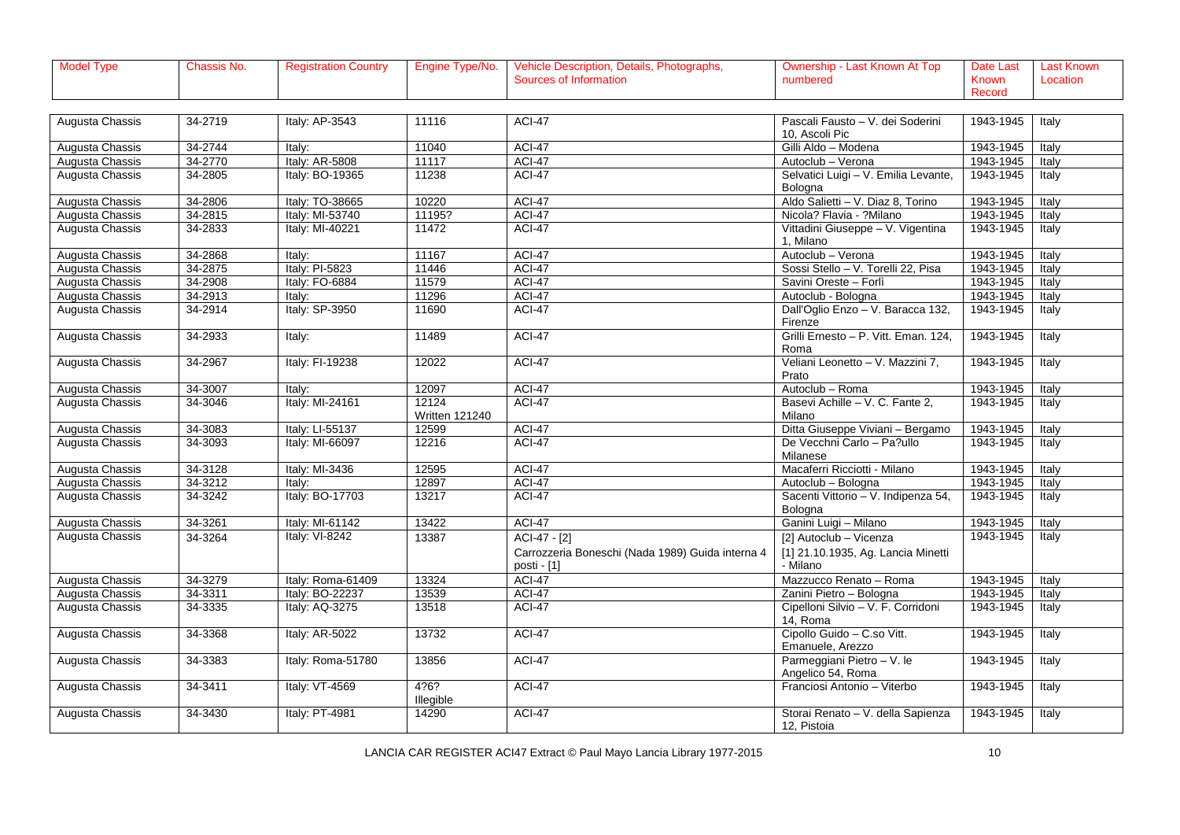| Model Type | Chassis No. | Registration Country | Engine Type/No. | Vehicle Description, Details, Photographs, Sources of Information | Ownership - Last Known At Top numbered | Date Last Known Record | Last Known Location |
|---|---|---|---|---|---|---|---|
| Augusta Chassis | 34-2719 | Italy: AP-3543 | 11116 | ACI-47 | Pascali Fausto – V. dei Soderini 10, Ascoli Pic | 1943-1945 | Italy |
| Augusta Chassis | 34-2744 | Italy: | 11040 | ACI-47 | Gilli Aldo – Modena | 1943-1945 | Italy |
| Augusta Chassis | 34-2770 | Italy: AR-5808 | 11117 | ACI-47 | Autoclub – Verona | 1943-1945 | Italy |
| Augusta Chassis | 34-2805 | Italy: BO-19365 | 11238 | ACI-47 | Selvatici Luigi – V. Emilia Levante, Bologna | 1943-1945 | Italy |
| Augusta Chassis | 34-2806 | Italy: TO-38665 | 10220 | ACI-47 | Aldo Salietti – V. Diaz 8, Torino | 1943-1945 | Italy |
| Augusta Chassis | 34-2815 | Italy: MI-53740 | 11195? | ACI-47 | Nicola? Flavia - ?Milano | 1943-1945 | Italy |
| Augusta Chassis | 34-2833 | Italy: MI-40221 | 11472 | ACI-47 | Vittadini Giuseppe – V. Vigentina 1, Milano | 1943-1945 | Italy |
| Augusta Chassis | 34-2868 | Italy: | 11167 | ACI-47 | Autoclub – Verona | 1943-1945 | Italy |
| Augusta Chassis | 34-2875 | Italy: PI-5823 | 11446 | ACI-47 | Sossi Stello – V. Torelli 22, Pisa | 1943-1945 | Italy |
| Augusta Chassis | 34-2908 | Italy: FO-6884 | 11579 | ACI-47 | Savini Oreste – Forlì | 1943-1945 | Italy |
| Augusta Chassis | 34-2913 | Italy: | 11296 | ACI-47 | Autoclub - Bologna | 1943-1945 | Italy |
| Augusta Chassis | 34-2914 | Italy: SP-3950 | 11690 | ACI-47 | Dall'Oglio Enzo – V. Baracca 132, Firenze | 1943-1945 | Italy |
| Augusta Chassis | 34-2933 | Italy: | 11489 | ACI-47 | Grilli Ernesto – P. Vitt. Eman. 124, Roma | 1943-1945 | Italy |
| Augusta Chassis | 34-2967 | Italy: FI-19238 | 12022 | ACI-47 | Veliani Leonetto – V. Mazzini 7, Prato | 1943-1945 | Italy |
| Augusta Chassis | 34-3007 | Italy: | 12097 | ACI-47 | Autoclub – Roma | 1943-1945 | Italy |
| Augusta Chassis | 34-3046 | Italy: MI-24161 | 12124 Written 121240 | ACI-47 | Basevi Achille – V. C. Fante 2, Milano | 1943-1945 | Italy |
| Augusta Chassis | 34-3083 | Italy: LI-55137 | 12599 | ACI-47 | Ditta Giuseppe Viviani – Bergamo | 1943-1945 | Italy |
| Augusta Chassis | 34-3093 | Italy: MI-66097 | 12216 | ACI-47 | De Vecchni Carlo – Pa?ullo Milanese | 1943-1945 | Italy |
| Augusta Chassis | 34-3128 | Italy: MI-3436 | 12595 | ACI-47 | Macaferri Ricciotti - Milano | 1943-1945 | Italy |
| Augusta Chassis | 34-3212 | Italy: | 12897 | ACI-47 | Autoclub – Bologna | 1943-1945 | Italy |
| Augusta Chassis | 34-3242 | Italy: BO-17703 | 13217 | ACI-47 | Sacenti Vittorio – V. Indipenza 54, Bologna | 1943-1945 | Italy |
| Augusta Chassis | 34-3261 | Italy: MI-61142 | 13422 | ACI-47 | Ganini Luigi – Milano | 1943-1945 | Italy |
| Augusta Chassis | 34-3264 | Italy: VI-8242 | 13387 | ACI-47 - [2]<br>Carrozzeria Boneschi (Nada 1989) Guida interna 4 posti - [1] | [2] Autoclub – Vicenza<br>[1] 21.10.1935, Ag. Lancia Minetti - Milano | 1943-1945 | Italy |
| Augusta Chassis | 34-3279 | Italy: Roma-61409 | 13324 | ACI-47 | Mazzucco Renato – Roma | 1943-1945 | Italy |
| Augusta Chassis | 34-3311 | Italy: BO-22237 | 13539 | ACI-47 | Zanini Pietro – Bologna | 1943-1945 | Italy |
| Augusta Chassis | 34-3335 | Italy: AQ-3275 | 13518 | ACI-47 | Cipelloni Silvio – V. F. Corridoni 14, Roma | 1943-1945 | Italy |
| Augusta Chassis | 34-3368 | Italy: AR-5022 | 13732 | ACI-47 | Cipollo Guido – C.so Vitt. Emanuele, Arezzo | 1943-1945 | Italy |
| Augusta Chassis | 34-3383 | Italy: Roma-51780 | 13856 | ACI-47 | Parmeggiani Pietro – V. le Angelico 54, Roma | 1943-1945 | Italy |
| Augusta Chassis | 34-3411 | Italy: VT-4569 | 4?6? Illegible | ACI-47 | Franciosi Antonio – Viterbo | 1943-1945 | Italy |
| Augusta Chassis | 34-3430 | Italy: PT-4981 | 14290 | ACI-47 | Storai Renato – V. della Sapienza 12, Pistoia | 1943-1945 | Italy |

LANCIA CAR REGISTER ACI47 Extract © Paul Mayo Lancia Library 1977-2015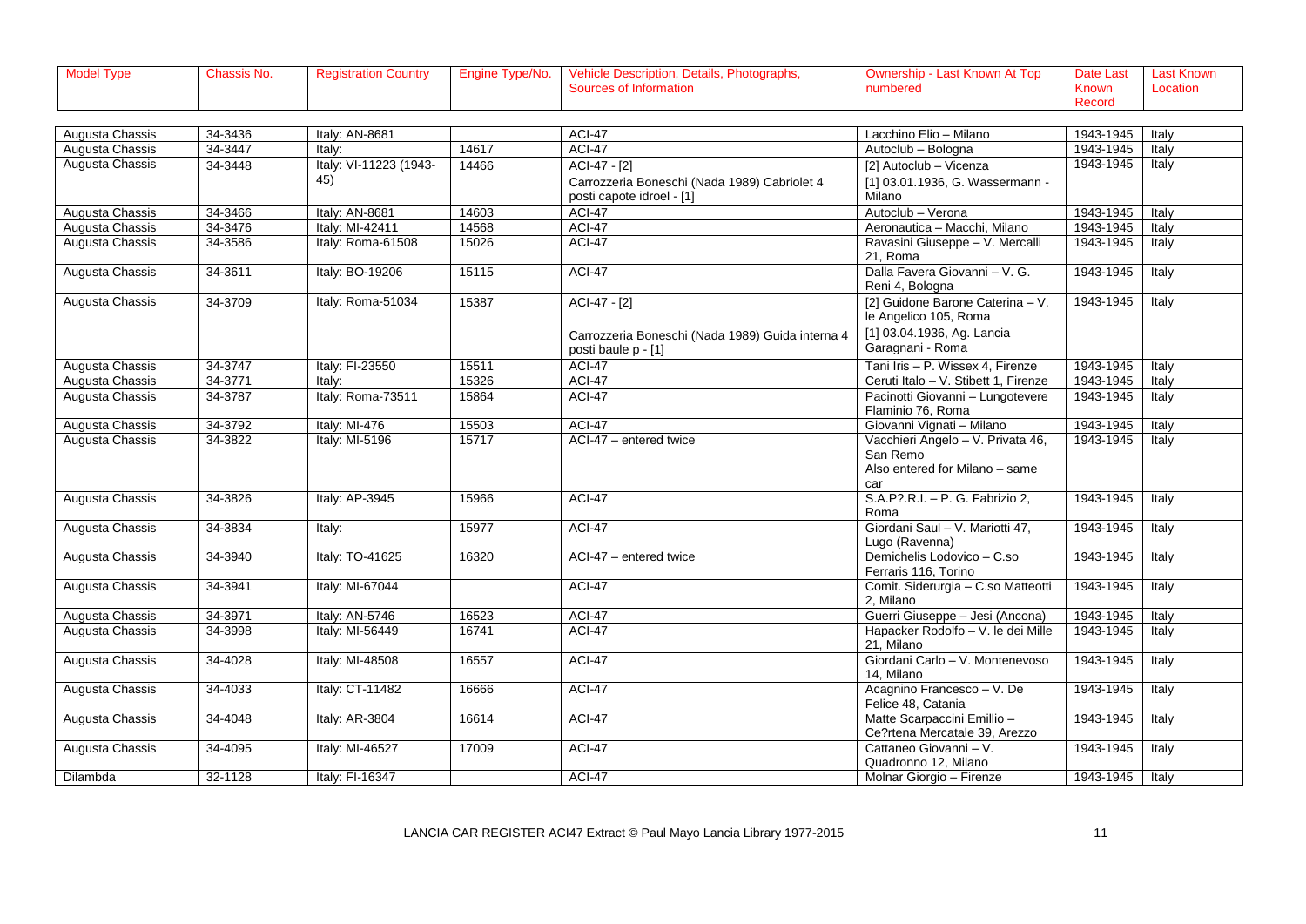| Model Type | Chassis No. | Registration Country | Engine Type/No. | Vehicle Description, Details, Photographs, Sources of Information | Ownership - Last Known At Top numbered | Date Last Known Record | Last Known Location |
|---|---|---|---|---|---|---|---|
| Augusta Chassis | 34-3436 | Italy: AN-8681 | | ACI-47 | Lacchino Elio – Milano | 1943-1945 | Italy |
| Augusta Chassis | 34-3447 | Italy: | 14617 | ACI-47 | Autoclub – Bologna | 1943-1945 | Italy |
| Augusta Chassis | 34-3448 | Italy: VI-11223 (1943-45) | 14466 | ACI-47 - [2]<br>Carrozzeria Boneschi (Nada 1989) Cabriolet 4 posti capote idroel - [1] | [2] Autoclub – Vicenza<br>[1] 03.01.1936, G. Wassermann - Milano | 1943-1945 | Italy |
| Augusta Chassis | 34-3466 | Italy: AN-8681 | 14603 | ACI-47 | Autoclub – Verona | 1943-1945 | Italy |
| Augusta Chassis | 34-3476 | Italy: MI-42411 | 14568 | ACI-47 | Aeronautica – Macchi, Milano | 1943-1945 | Italy |
| Augusta Chassis | 34-3586 | Italy: Roma-61508 | 15026 | ACI-47 | Ravasini Giuseppe – V. Mercalli 21, Roma | 1943-1945 | Italy |
| Augusta Chassis | 34-3611 | Italy: BO-19206 | 15115 | ACI-47 | Dalla Favera Giovanni – V. G. Reni 4, Bologna | 1943-1945 | Italy |
| Augusta Chassis | 34-3709 | Italy: Roma-51034 | 15387 | ACI-47 - [2]<br>Carrozzeria Boneschi (Nada 1989) Guida interna 4 posti baule p - [1] | [2] Guidone Barone Caterina – V. le Angelico 105, Roma<br>[1] 03.04.1936, Ag. Lancia Garagnani - Roma | 1943-1945 | Italy |
| Augusta Chassis | 34-3747 | Italy: FI-23550 | 15511 | ACI-47 | Tani Iris – P. Wissex 4, Firenze | 1943-1945 | Italy |
| Augusta Chassis | 34-3771 | Italy: | 15326 | ACI-47 | Ceruti Italo – V. Stibett 1, Firenze | 1943-1945 | Italy |
| Augusta Chassis | 34-3787 | Italy: Roma-73511 | 15864 | ACI-47 | Pacinotti Giovanni – Lungotevere Flaminio 76, Roma | 1943-1945 | Italy |
| Augusta Chassis | 34-3792 | Italy: MI-476 | 15503 | ACI-47 | Giovanni Vignati – Milano | 1943-1945 | Italy |
| Augusta Chassis | 34-3822 | Italy: MI-5196 | 15717 | ACI-47 – entered twice | Vacchieri Angelo – V. Privata 46, San Remo<br>Also entered for Milano – same car | 1943-1945 | Italy |
| Augusta Chassis | 34-3826 | Italy: AP-3945 | 15966 | ACI-47 | S.A.P?.R.I. – P. G. Fabrizio 2, Roma | 1943-1945 | Italy |
| Augusta Chassis | 34-3834 | Italy: | 15977 | ACI-47 | Giordani Saul – V. Mariotti 47, Lugo (Ravenna) | 1943-1945 | Italy |
| Augusta Chassis | 34-3940 | Italy: TO-41625 | 16320 | ACI-47 – entered twice | Demichelis Lodovico – C.so Ferraris 116, Torino | 1943-1945 | Italy |
| Augusta Chassis | 34-3941 | Italy: MI-67044 | | ACI-47 | Comit. Siderurgia – C.so Matteotti 2, Milano | 1943-1945 | Italy |
| Augusta Chassis | 34-3971 | Italy: AN-5746 | 16523 | ACI-47 | Guerri Giuseppe – Jesi (Ancona) | 1943-1945 | Italy |
| Augusta Chassis | 34-3998 | Italy: MI-56449 | 16741 | ACI-47 | Hapacker Rodolfo – V. le dei Mille 21, Milano | 1943-1945 | Italy |
| Augusta Chassis | 34-4028 | Italy: MI-48508 | 16557 | ACI-47 | Giordani Carlo – V. Montenevoso 14, Milano | 1943-1945 | Italy |
| Augusta Chassis | 34-4033 | Italy: CT-11482 | 16666 | ACI-47 | Acagnino Francesco – V. De Felice 48, Catania | 1943-1945 | Italy |
| Augusta Chassis | 34-4048 | Italy: AR-3804 | 16614 | ACI-47 | Matte Scarpaccini Emillio – Ce?rtena Mercatale 39, Arezzo | 1943-1945 | Italy |
| Augusta Chassis | 34-4095 | Italy: MI-46527 | 17009 | ACI-47 | Cattaneo Giovanni – V. Quadronno 12, Milano | 1943-1945 | Italy |
| Dilambda | 32-1128 | Italy: FI-16347 | | ACI-47 | Molnar Giorgio – Firenze | 1943-1945 | Italy |

LANCIA CAR REGISTER ACI47 Extract © Paul Mayo Lancia Library 1977-2015